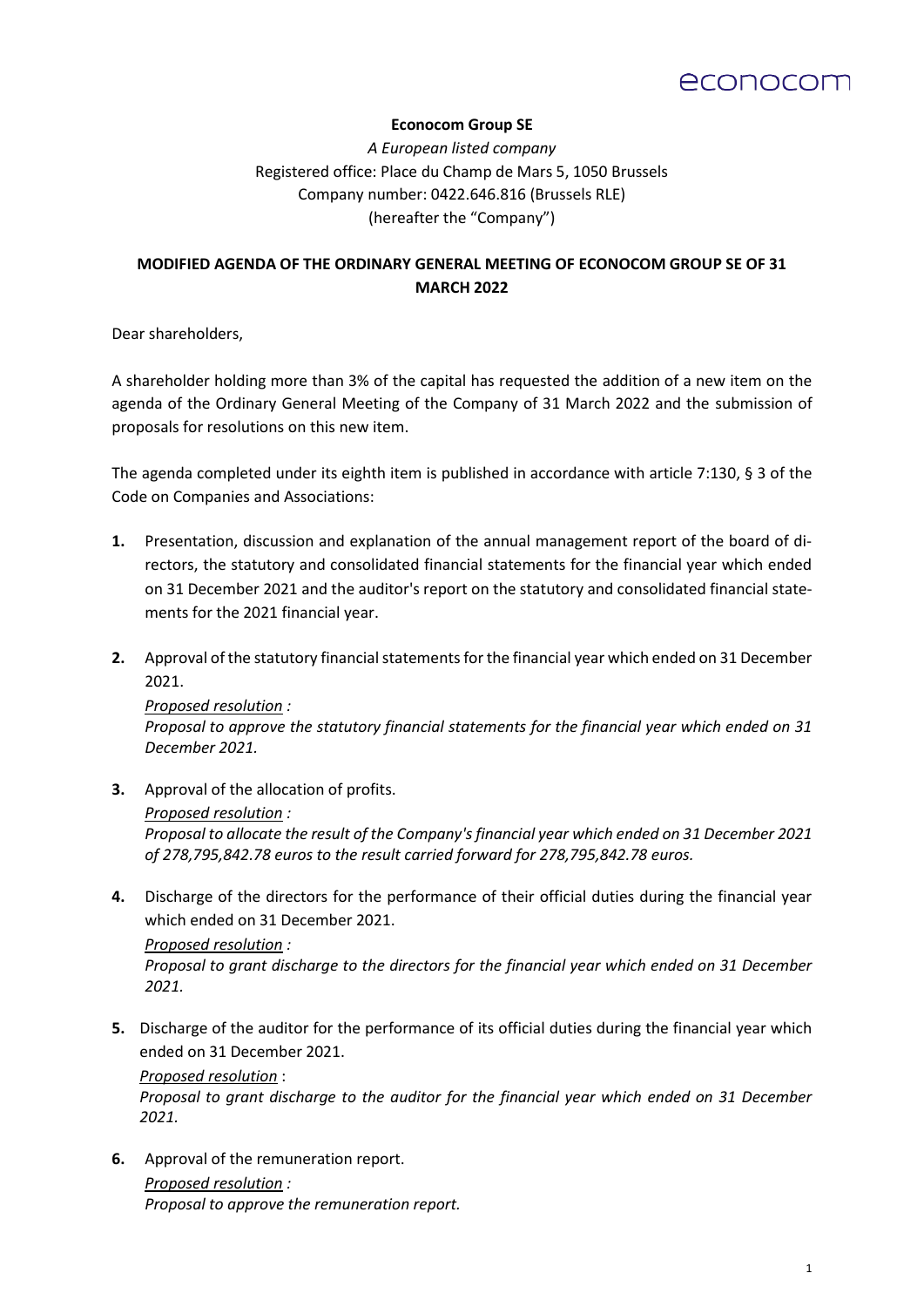**Econocom Group SE**

*A European listed company*
Registered office: Place du Champ de Mars 5, 1050 Brussels
Company number: 0422.646.816 (Brussels RLE)
(hereafter the "Company")

**MODIFIED AGENDA OF THE ORDINARY GENERAL MEETING OF ECONOCOM GROUP SE OF 31 MARCH 2022**

Dear shareholders,

A shareholder holding more than 3% of the capital has requested the addition of a new item on the agenda of the Ordinary General Meeting of the Company of 31 March 2022 and the submission of proposals for resolutions on this new item.

The agenda completed under its eighth item is published in accordance with article 7:130, § 3 of the Code on Companies and Associations:

1. Presentation, discussion and explanation of the annual management report of the board of directors, the statutory and consolidated financial statements for the financial year which ended on 31 December 2021 and the auditor's report on the statutory and consolidated financial statements for the 2021 financial year.

2. Approval of the statutory financial statements for the financial year which ended on 31 December 2021.
   *Proposed resolution :*
   *Proposal to approve the statutory financial statements for the financial year which ended on 31 December 2021.*

3. Approval of the allocation of profits.
   *Proposed resolution :*
   *Proposal to allocate the result of the Company's financial year which ended on 31 December 2021 of 278,795,842.78 euros to the result carried forward for 278,795,842.78 euros.*

4. Discharge of the directors for the performance of their official duties during the financial year which ended on 31 December 2021.
   *Proposed resolution :*
   *Proposal to grant discharge to the directors for the financial year which ended on 31 December 2021.*

5. Discharge of the auditor for the performance of its official duties during the financial year which ended on 31 December 2021.
   *Proposed resolution* :
   *Proposal to grant discharge to the auditor for the financial year which ended on 31 December 2021.*

6. Approval of the remuneration report.
   *Proposed resolution :*
   *Proposal to approve the remuneration report.*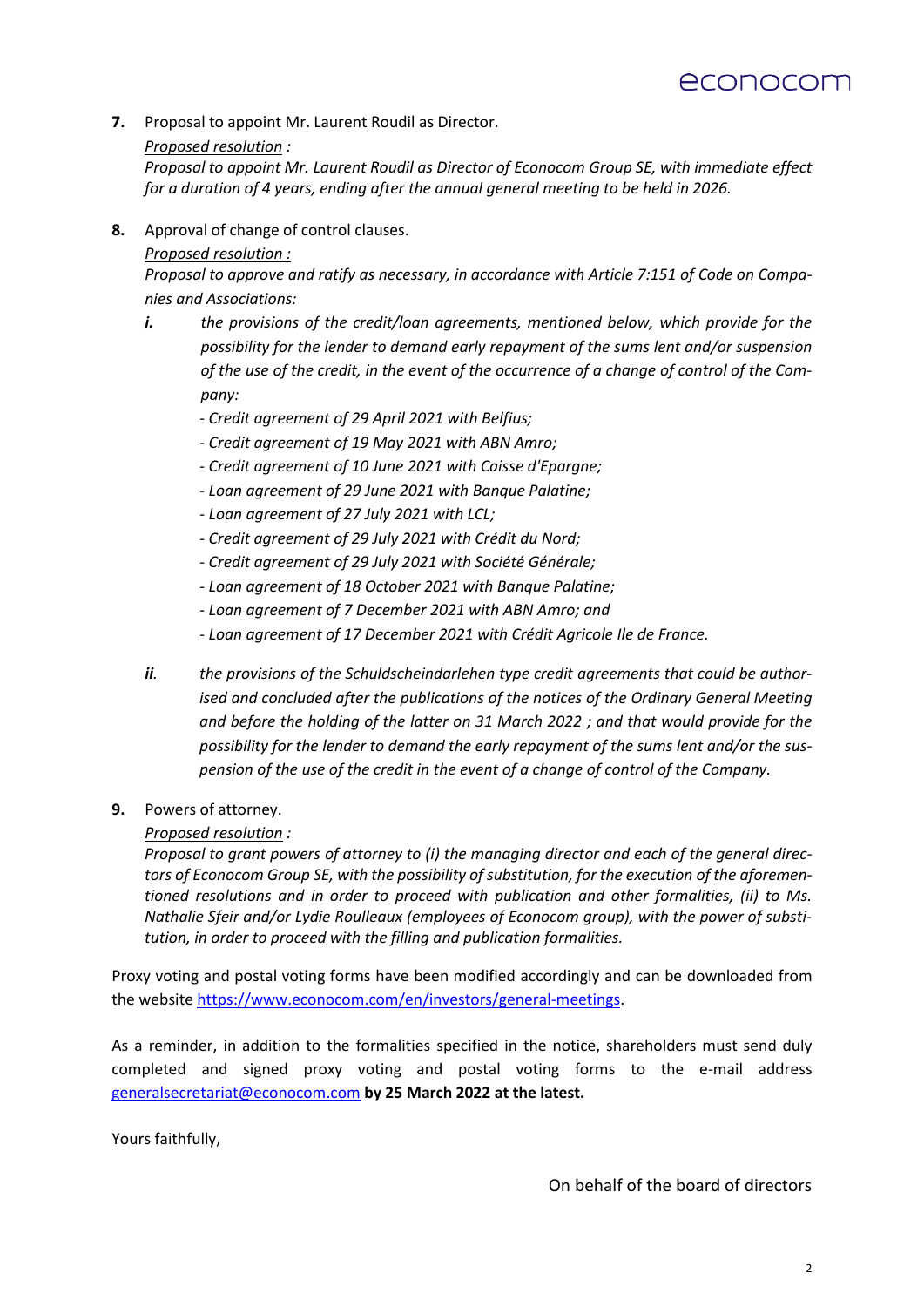7. Proposal to appoint Mr. Laurent Roudil as Director.

   <u>*Proposed resolution*</u> *:*

   *Proposal to appoint Mr. Laurent Roudil as Director of Econocom Group SE, with immediate effect for a duration of 4 years, ending after the annual general meeting to be held in 2026.*

8. Approval of change of control clauses.

   <u>*Proposed resolution :*</u>

   *Proposal to approve and ratify as necessary, in accordance with Article 7:151 of Code on Companies and Associations:*

   ***i.*** *the provisions of the credit/loan agreements, mentioned below, which provide for the possibility for the lender to demand early repayment of the sums lent and/or suspension of the use of the credit, in the event of the occurrence of a change of control of the Company:*

   *- Credit agreement of 29 April 2021 with Belfius;*
   *- Credit agreement of 19 May 2021 with ABN Amro;*
   *- Credit agreement of 10 June 2021 with Caisse d'Epargne;*
   *- Loan agreement of 29 June 2021 with Banque Palatine;*
   *- Loan agreement of 27 July 2021 with LCL;*
   *- Credit agreement of 29 July 2021 with Crédit du Nord;*
   *- Credit agreement of 29 July 2021 with Société Générale;*
   *- Loan agreement of 18 October 2021 with Banque Palatine;*
   *- Loan agreement of 7 December 2021 with ABN Amro; and*
   *- Loan agreement of 17 December 2021 with Crédit Agricole Ile de France.*

   ***ii.*** *the provisions of the Schuldscheindarlehen type credit agreements that could be authorised and concluded after the publications of the notices of the Ordinary General Meeting and before the holding of the latter on 31 March 2022 ; and that would provide for the possibility for the lender to demand the early repayment of the sums lent and/or the suspension of the use of the credit in the event of a change of control of the Company.*

9. Powers of attorney.

   <u>*Proposed resolution*</u> *:*

   *Proposal to grant powers of attorney to (i) the managing director and each of the general directors of Econocom Group SE, with the possibility of substitution, for the execution of the aforementioned resolutions and in order to proceed with publication and other formalities, (ii) to Ms. Nathalie Sfeir and/or Lydie Roulleaux (employees of Econocom group), with the power of substitution, in order to proceed with the filling and publication formalities.*

Proxy voting and postal voting forms have been modified accordingly and can be downloaded from the website https://www.econocom.com/en/investors/general-meetings.

As a reminder, in addition to the formalities specified in the notice, shareholders must send duly completed and signed proxy voting and postal voting forms to the e-mail address generalsecretariat@econocom.com **by 25 March 2022 at the latest.**

Yours faithfully,

On behalf of the board of directors